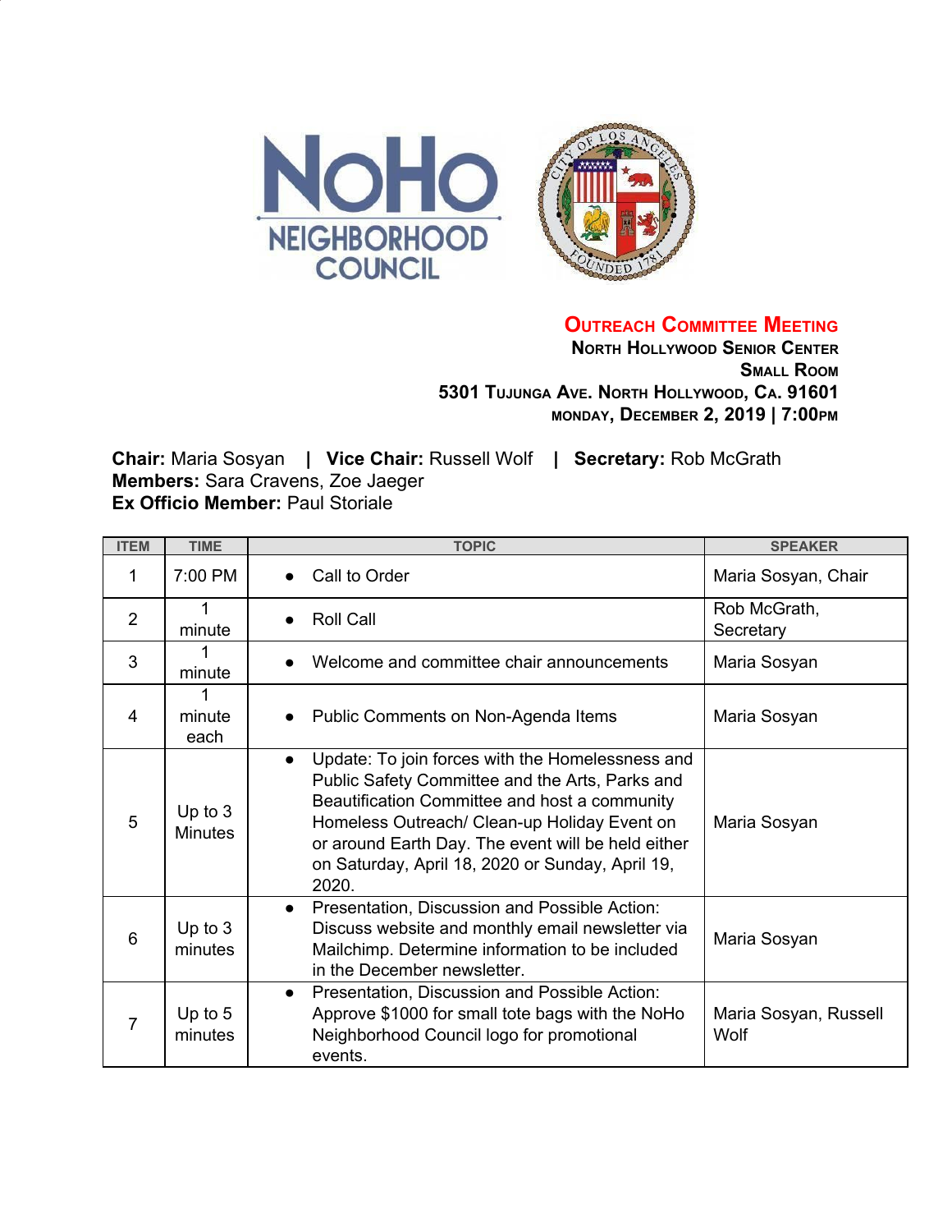NoHo NEIGHBORHOOD COUNCIL

# OUTREACH COMMITTEE MEETING

**NORTH HOLLYWOOD SENIOR CENTER**
**SMALL ROOM**
**5301 TUJUNGA AVE. NORTH HOLLYWOOD, CA. 91601**
**MONDAY, DECEMBER 2, 2019 | 7:00PM**

**Chair:** Maria Sosyan | **Vice Chair:** Russell Wolf | **Secretary:** Rob McGrath
**Members:** Sara Cravens, Zoe Jaeger
**Ex Officio Member:** Paul Storiale

| ITEM | TIME | TOPIC | SPEAKER |
|---|---|---|---|
| 1 | 7:00 PM | • Call to Order | Maria Sosyan, Chair |
| 2 | 1 minute | • Roll Call | Rob McGrath, Secretary |
| 3 | 1 minute | • Welcome and committee chair announcements | Maria Sosyan |
| 4 | 1 minute each | • Public Comments on Non-Agenda Items | Maria Sosyan |
| 5 | Up to 3 Minutes | • Update: To join forces with the Homelessness and Public Safety Committee and the Arts, Parks and Beautification Committee and host a community Homeless Outreach/ Clean-up Holiday Event on or around Earth Day. The event will be held either on Saturday, April 18, 2020 or Sunday, April 19, 2020. | Maria Sosyan |
| 6 | Up to 3 minutes | • Presentation, Discussion and Possible Action: Discuss website and monthly email newsletter via Mailchimp. Determine information to be included in the December newsletter. | Maria Sosyan |
| 7 | Up to 5 minutes | • Presentation, Discussion and Possible Action: Approve $1000 for small tote bags with the NoHo Neighborhood Council logo for promotional events. | Maria Sosyan, Russell Wolf |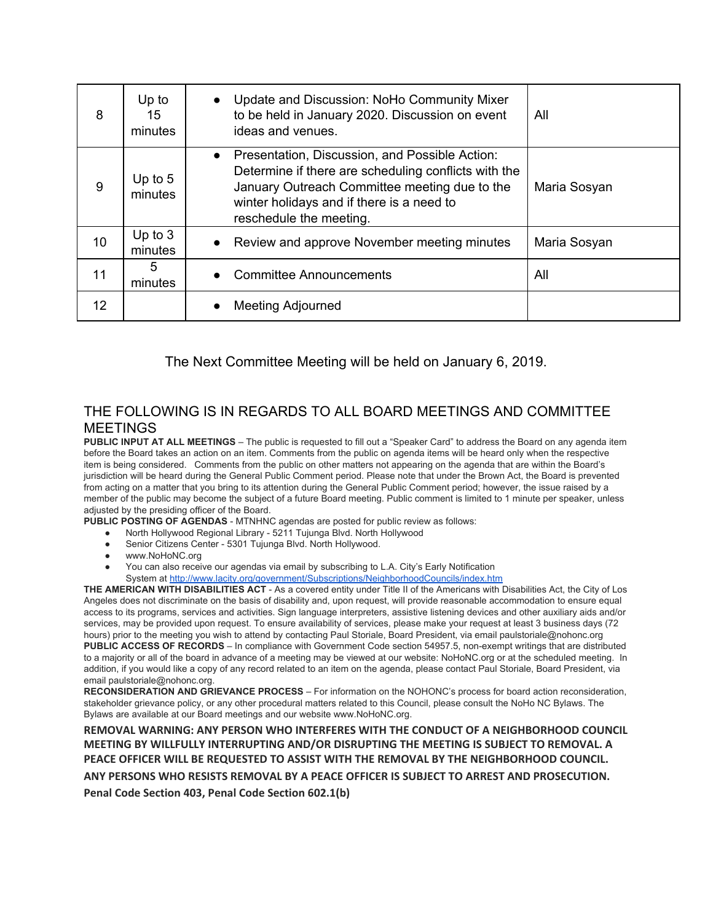| | | | |
|---|---|---|---|
| 8 | Up to 15 minutes | • Update and Discussion: NoHo Community Mixer to be held in January 2020. Discussion on event ideas and venues. | All |
| 9 | Up to 5 minutes | • Presentation, Discussion, and Possible Action: Determine if there are scheduling conflicts with the January Outreach Committee meeting due to the winter holidays and if there is a need to reschedule the meeting. | Maria Sosyan |
| 10 | Up to 3 minutes | • Review and approve November meeting minutes | Maria Sosyan |
| 11 | 5 minutes | • Committee Announcements | All |
| 12 | | • Meeting Adjourned | |

The Next Committee Meeting will be held on January 6, 2019.

## THE FOLLOWING IS IN REGARDS TO ALL BOARD MEETINGS AND COMMITTEE MEETINGS

**PUBLIC INPUT AT ALL MEETINGS** – The public is requested to fill out a "Speaker Card" to address the Board on any agenda item before the Board takes an action on an item. Comments from the public on agenda items will be heard only when the respective item is being considered. Comments from the public on other matters not appearing on the agenda that are within the Board's jurisdiction will be heard during the General Public Comment period. Please note that under the Brown Act, the Board is prevented from acting on a matter that you bring to its attention during the General Public Comment period; however, the issue raised by a member of the public may become the subject of a future Board meeting. Public comment is limited to 1 minute per speaker, unless adjusted by the presiding officer of the Board.

**PUBLIC POSTING OF AGENDAS** - MTNHNC agendas are posted for public review as follows:

- North Hollywood Regional Library - 5211 Tujunga Blvd. North Hollywood
- Senior Citizens Center - 5301 Tujunga Blvd. North Hollywood.
- www.NoHoNC.org
- You can also receive our agendas via email by subscribing to L.A. City's Early Notification System at http://www.lacity.org/government/Subscriptions/NeighborhoodCouncils/index.htm

**THE AMERICAN WITH DISABILITIES ACT** - As a covered entity under Title II of the Americans with Disabilities Act, the City of Los Angeles does not discriminate on the basis of disability and, upon request, will provide reasonable accommodation to ensure equal access to its programs, services and activities. Sign language interpreters, assistive listening devices and other auxiliary aids and/or services, may be provided upon request. To ensure availability of services, please make your request at least 3 business days (72 hours) prior to the meeting you wish to attend by contacting Paul Storiale, Board President, via email paulstoriale@nohonc.org

**PUBLIC ACCESS OF RECORDS** – In compliance with Government Code section 54957.5, non-exempt writings that are distributed to a majority or all of the board in advance of a meeting may be viewed at our website: NoHoNC.org or at the scheduled meeting. In addition, if you would like a copy of any record related to an item on the agenda, please contact Paul Storiale, Board President, via email paulstoriale@nohonc.org.

**RECONSIDERATION AND GRIEVANCE PROCESS** – For information on the NOHONC's process for board action reconsideration, stakeholder grievance policy, or any other procedural matters related to this Council, please consult the NoHo NC Bylaws. The Bylaws are available at our Board meetings and our website www.NoHoNC.org.

**REMOVAL WARNING: ANY PERSON WHO INTERFERES WITH THE CONDUCT OF A NEIGHBORHOOD COUNCIL MEETING BY WILLFULLY INTERRUPTING AND/OR DISRUPTING THE MEETING IS SUBJECT TO REMOVAL. A PEACE OFFICER WILL BE REQUESTED TO ASSIST WITH THE REMOVAL BY THE NEIGHBORHOOD COUNCIL.**

**ANY PERSONS WHO RESISTS REMOVAL BY A PEACE OFFICER IS SUBJECT TO ARREST AND PROSECUTION.**

**Penal Code Section 403, Penal Code Section 602.1(b)**